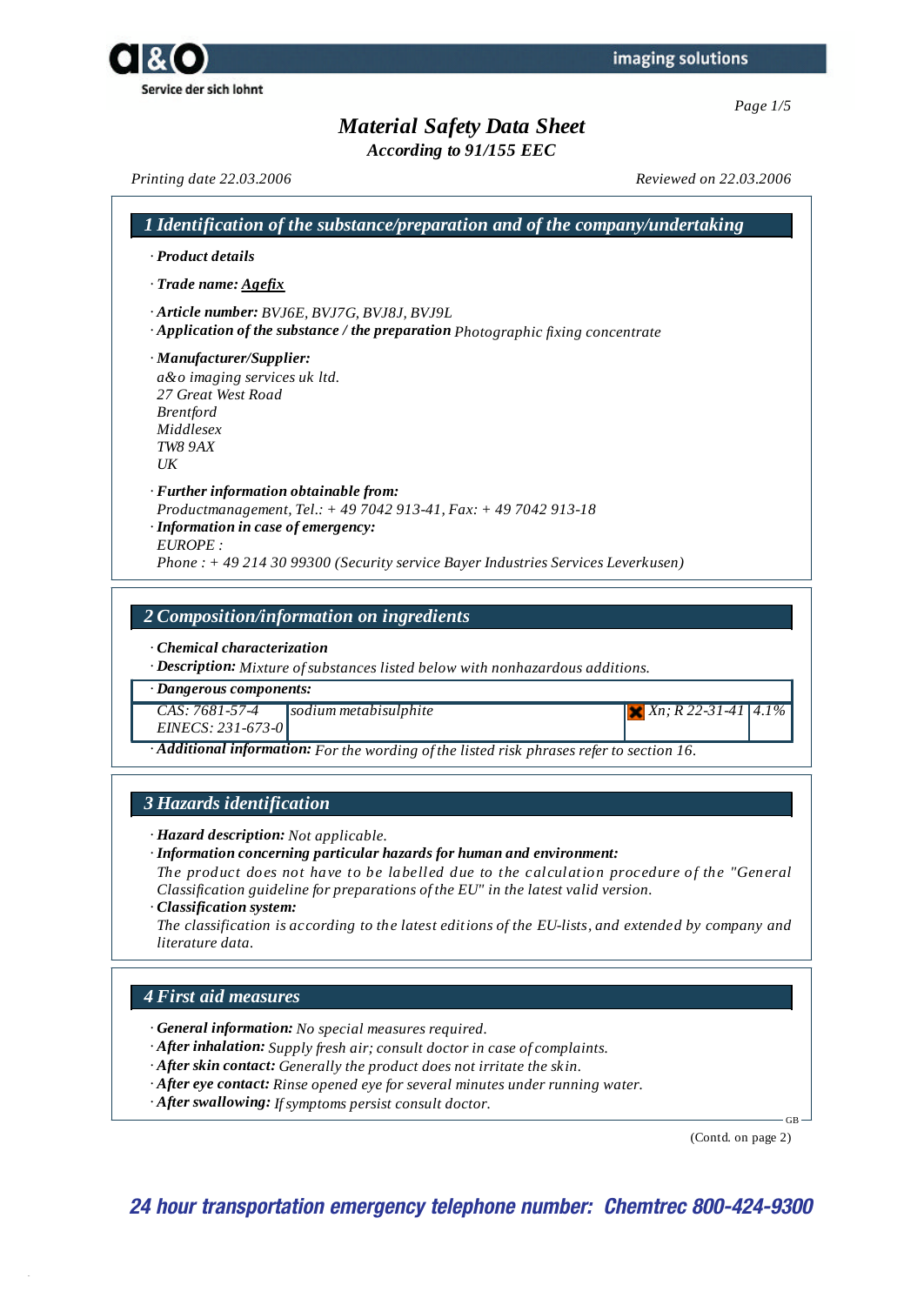# Material Safety Data Sheet

*According to 91/155 EEC*

*Printing date 22.03.2006* *Reviewed on 22.03.2006*

## 1 Identification of the substance/preparation and of the company/undertaking

· ***Product details***

· ***Trade name:*** ***Agefix***

· ***Article number:*** *BVJ6E, BVJ7G, BVJ8J, BVJ9L*

· ***Application of the substance / the preparation*** *Photographic fixing concentrate*

· ***Manufacturer/Supplier:***

*a&o imaging services uk ltd.*
*27 Great West Road*
*Brentford*
*Middlesex*
*TW8 9AX*
*UK*

· ***Further information obtainable from:***
*Productmanagement, Tel.: + 49 7042 913-41, Fax: + 49 7042 913-18*

· ***Information in case of emergency:***
*EUROPE :*
*Phone : + 49 214 30 99300 (Security service Bayer Industries Services Leverkusen)*

## 2 Composition/information on ingredients

· ***Chemical characterization***

· ***Description:*** *Mixture of substances listed below with nonhazardous additions.*

| · Dangerous components: | | | |
|---|---|---|---|
| CAS: 7681-57-4<br>EINECS: 231-673-0 | sodium metabisulphite | Xn; R 22-31-41 | 4.1% |

· ***Additional information:*** *For the wording of the listed risk phrases refer to section 16.*

## 3 Hazards identification

· ***Hazard description:*** *Not applicable.*

· ***Information concerning particular hazards for human and environment:***
*The product does not have to be labelled due to the calculation procedure of the "General Classification guideline for preparations of the EU" in the latest valid version.*

· ***Classification system:***
*The classification is according to the latest editions of the EU-lists, and extended by company and literature data.*

## 4 First aid measures

· ***General information:*** *No special measures required.*

· ***After inhalation:*** *Supply fresh air; consult doctor in case of complaints.*

· ***After skin contact:*** *Generally the product does not irritate the skin.*

· ***After eye contact:*** *Rinse opened eye for several minutes under running water.*

· ***After swallowing:*** *If symptoms persist consult doctor.*

(Contd. on page 2)

***24 hour transportation emergency telephone number: Chemtrec 800-424-9300***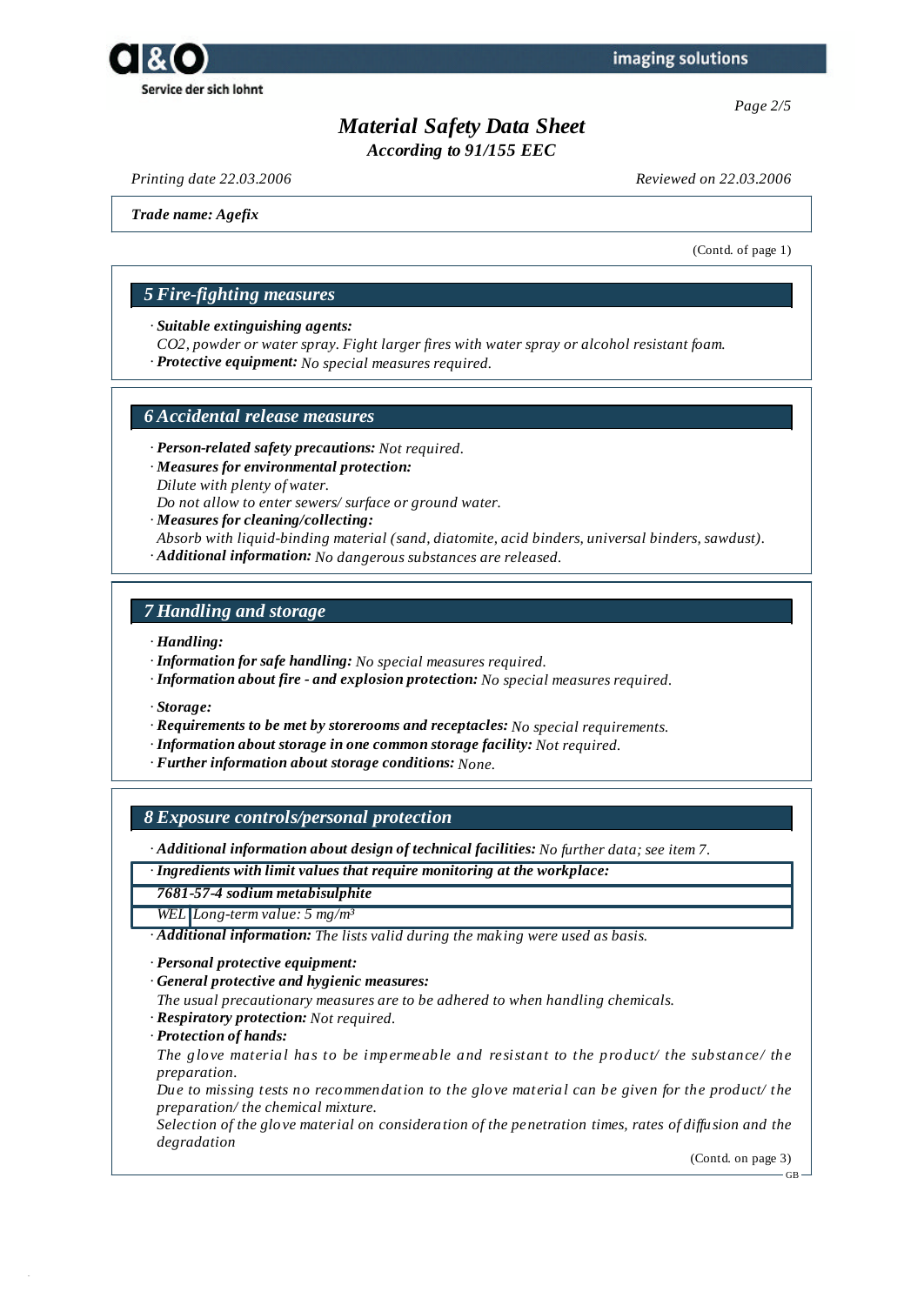# Material Safety Data Sheet
*According to 91/155 EEC*

*Printing date 22.03.2006* *Reviewed on 22.03.2006*

**Trade name: Agefix**

(Contd. of page 1)

## 5 Fire-fighting measures

· **Suitable extinguishing agents:**
$CO_2$, powder or water spray. Fight larger fires with water spray or alcohol resistant foam.
· **Protective equipment:** No special measures required.

## 6 Accidental release measures

· **Person-related safety precautions:** Not required.
· **Measures for environmental protection:**
Dilute with plenty of water.
Do not allow to enter sewers/ surface or ground water.
· **Measures for cleaning/collecting:**
Absorb with liquid-binding material (sand, diatomite, acid binders, universal binders, sawdust).
· **Additional information:** No dangerous substances are released.

## 7 Handling and storage

· **Handling:**
· **Information for safe handling:** No special measures required.
· **Information about fire - and explosion protection:** No special measures required.

· **Storage:**
· **Requirements to be met by storerooms and receptacles:** No special requirements.
· **Information about storage in one common storage facility:** Not required.
· **Further information about storage conditions:** None.

## 8 Exposure controls/personal protection

· **Additional information about design of technical facilities:** No further data; see item 7.

| · **Ingredients with limit values that require monitoring at the workplace:** | |
|---|---|
| **7681-57-4 sodium metabisulphite** | |
| WEL | Long-term value: 5 mg/m³ |

· **Additional information:** The lists valid during the making were used as basis.

· **Personal protective equipment:**
· **General protective and hygienic measures:**
The usual precautionary measures are to be adhered to when handling chemicals.
· **Respiratory protection:** Not required.
· **Protection of hands:**
The glove material has to be impermeable and resistant to the product/ the substance/ the preparation.
Due to missing tests no recommendation to the glove material can be given for the product/ the preparation/ the chemical mixture.
Selection of the glove material on consideration of the penetration times, rates of diffusion and the degradation

(Contd. on page 3)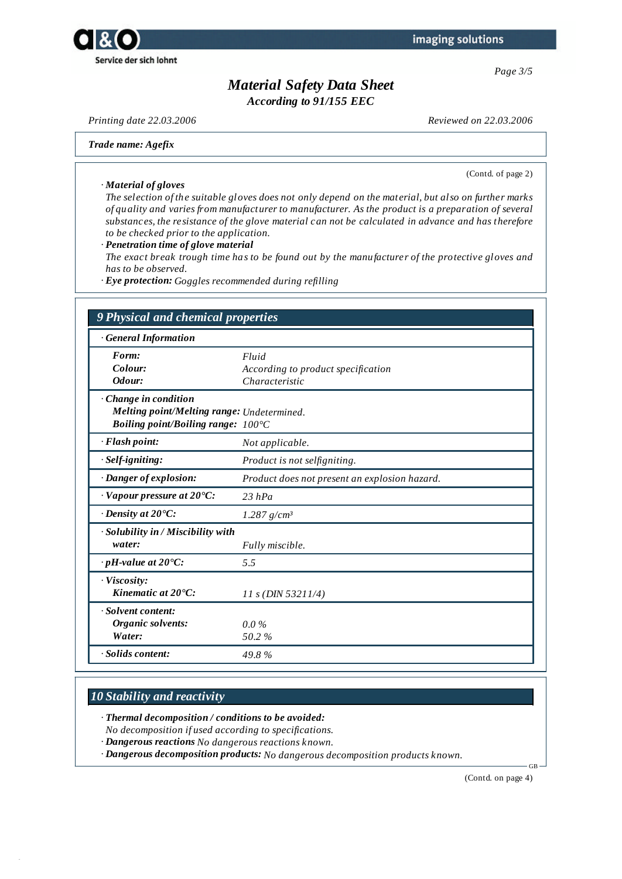# Material Safety Data Sheet

*According to 91/155 EEC*

Printing date 22.03.2006 | Reviewed on 22.03.2006

**Trade name: Agefix**

(Contd. of page 2)

· **Material of gloves**
The selection of the suitable gloves does not only depend on the material, but also on further marks of quality and varies from manufacturer to manufacturer. As the product is a preparation of several substances, the resistance of the glove material can not be calculated in advance and has therefore to be checked prior to the application.

· **Penetration time of glove material**
The exact break trough time has to be found out by the manufacturer of the protective gloves and has to be observed.

· **Eye protection:** Goggles recommended during refilling

## 9 Physical and chemical properties

| · **General Information** | |
|---|---|
| **Form:** | Fluid |
| **Colour:** | According to product specification |
| **Odour:** | Characteristic |
| · **Change in condition** | |
| **Melting point/Melting range:** | Undetermined. |
| **Boiling point/Boiling range:** | 100°C |
| · **Flash point:** | Not applicable. |
| · **Self-igniting:** | Product is not selfigniting. |
| · **Danger of explosion:** | Product does not present an explosion hazard. |
| · **Vapour pressure at 20°C:** | 23 hPa |
| · **Density at 20°C:** | 1.287 g/cm³ |
| · **Solubility in / Miscibility with water:** | Fully miscible. |
| · **pH-value at 20°C:** | 5.5 |
| · **Viscosity:** | |
| **Kinematic at 20°C:** | 11 s (DIN 53211/4) |
| · **Solvent content:** | |
| **Organic solvents:** | 0.0 % |
| **Water:** | 50.2 % |
| · **Solids content:** | 49.8 % |

## 10 Stability and reactivity

· **Thermal decomposition / conditions to be avoided:**
No decomposition if used according to specifications.

· **Dangerous reactions** No dangerous reactions known.

· **Dangerous decomposition products:** No dangerous decomposition products known.

(Contd. on page 4)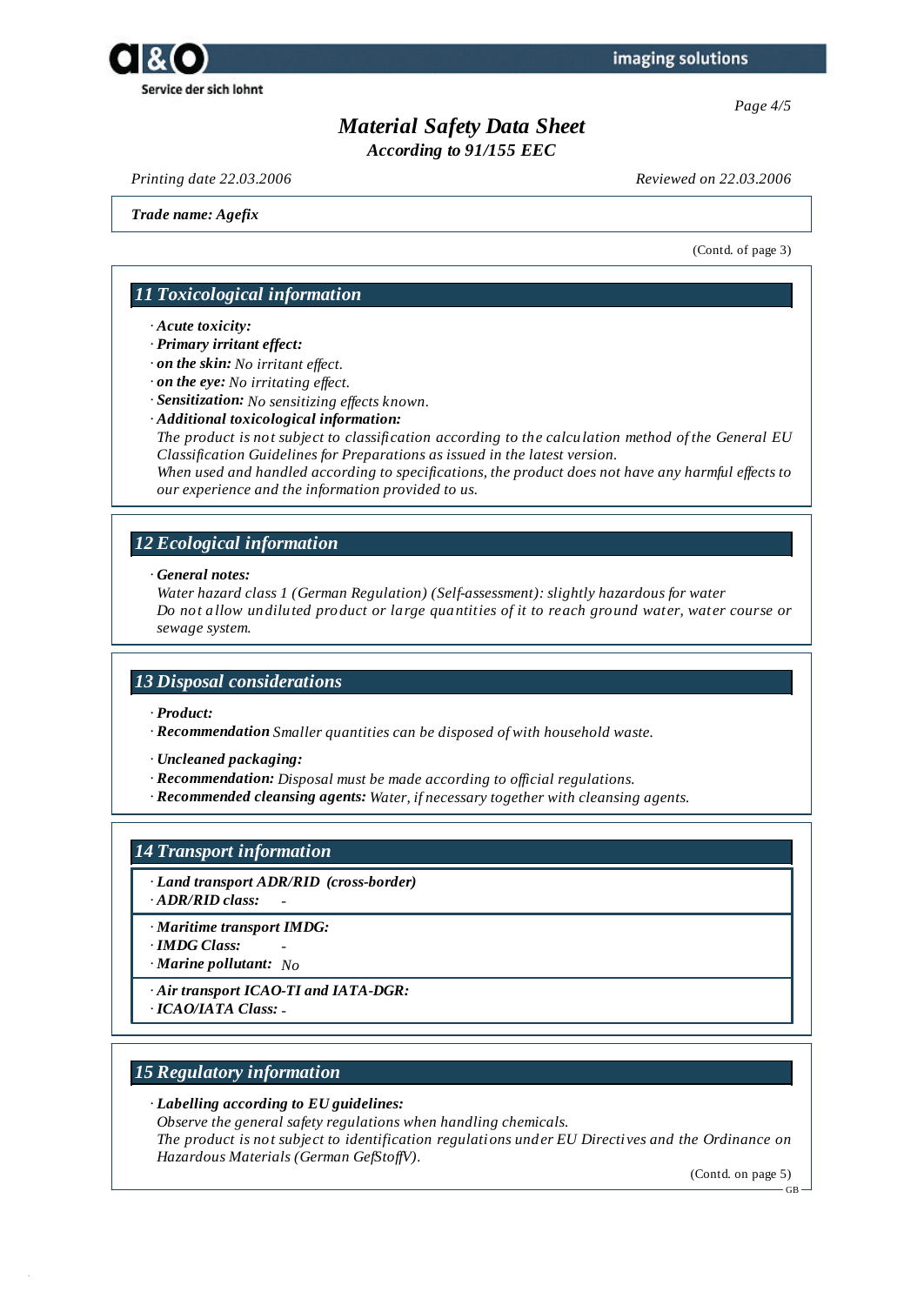*Trade name: Agefix*

(Contd. of page 3)

## 11 Toxicological information

· **Acute toxicity:**
· **Primary irritant effect:**
· **on the skin:** No irritant effect.
· **on the eye:** No irritating effect.
· **Sensitization:** No sensitizing effects known.
· **Additional toxicological information:**
The product is not subject to classification according to the calculation method of the General EU Classification Guidelines for Preparations as issued in the latest version.
When used and handled according to specifications, the product does not have any harmful effects to our experience and the information provided to us.

## 12 Ecological information

· **General notes:**
Water hazard class 1 (German Regulation) (Self-assessment): slightly hazardous for water
Do not allow undiluted product or large quantities of it to reach ground water, water course or sewage system.

## 13 Disposal considerations

· **Product:**
· **Recommendation** Smaller quantities can be disposed of with household waste.

· **Uncleaned packaging:**
· **Recommendation:** Disposal must be made according to official regulations.
· **Recommended cleansing agents:** Water, if necessary together with cleansing agents.

## 14 Transport information

· **Land transport ADR/RID (cross-border)**
· **ADR/RID class:** -

· **Maritime transport IMDG:**
· **IMDG Class:** -
· **Marine pollutant:** No

· **Air transport ICAO-TI and IATA-DGR:**
· **ICAO/IATA Class:** -

## 15 Regulatory information

· **Labelling according to EU guidelines:**
Observe the general safety regulations when handling chemicals.
The product is not subject to identification regulations under EU Directives and the Ordinance on Hazardous Materials (German GefStoffV).

(Contd. on page 5)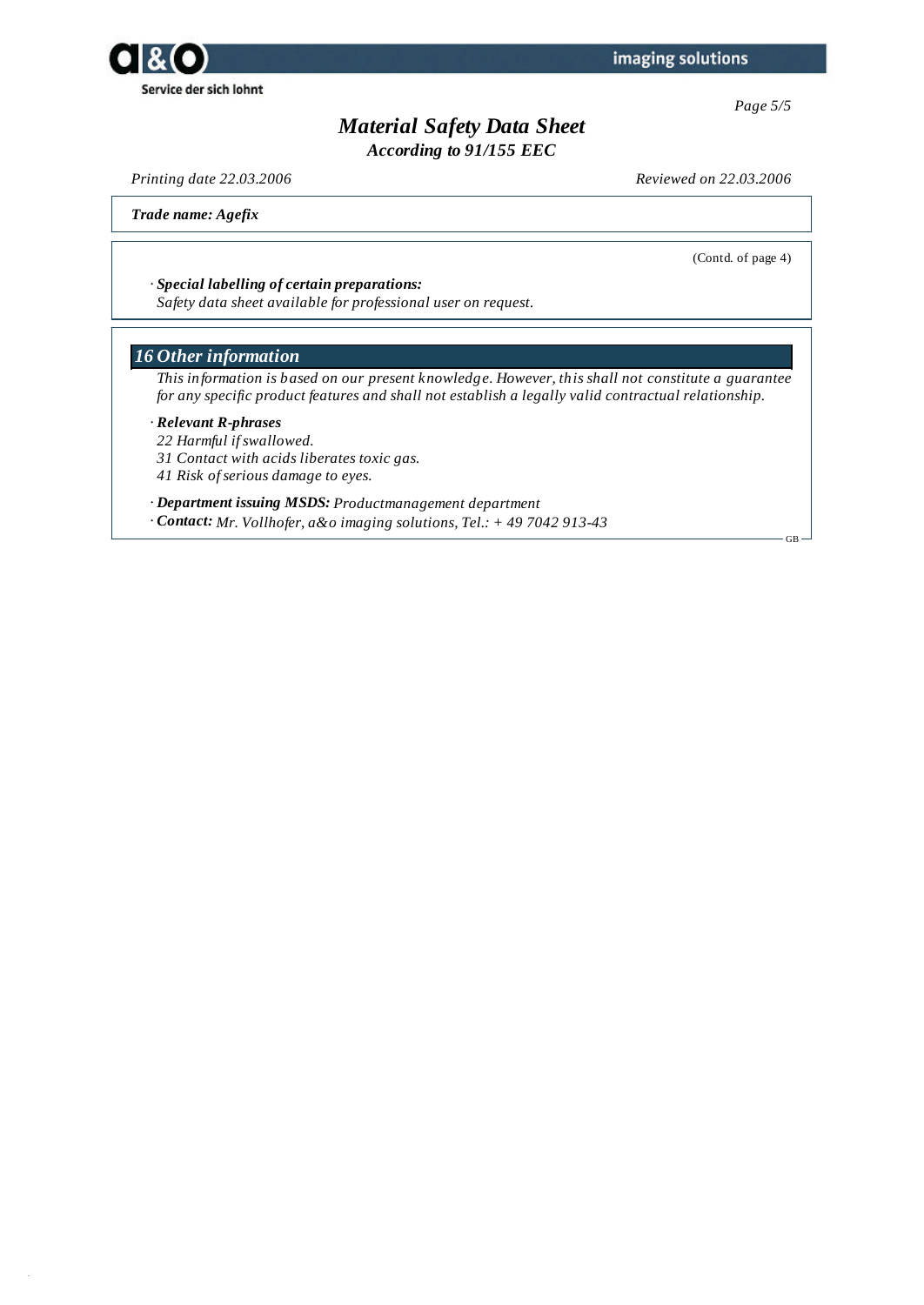# Material Safety Data Sheet

*According to 91/155 EEC*

*Printing date 22.03.2006* *Reviewed on 22.03.2006*

**Trade name: Agefix**

(Contd. of page 4)

· **Special labelling of certain preparations:**
*Safety data sheet available for professional user on request.*

## 16 Other information

*This information is based on our present knowledge. However, this shall not constitute a guarantee for any specific product features and shall not establish a legally valid contractual relationship.*

· **Relevant R-phrases**
22 Harmful if swallowed.
31 Contact with acids liberates toxic gas.
41 Risk of serious damage to eyes.

· **Department issuing MSDS:** Productmanagement department
· **Contact:** Mr. Vollhofer, a&o imaging solutions, Tel.: + 49 7042 913-43

GB